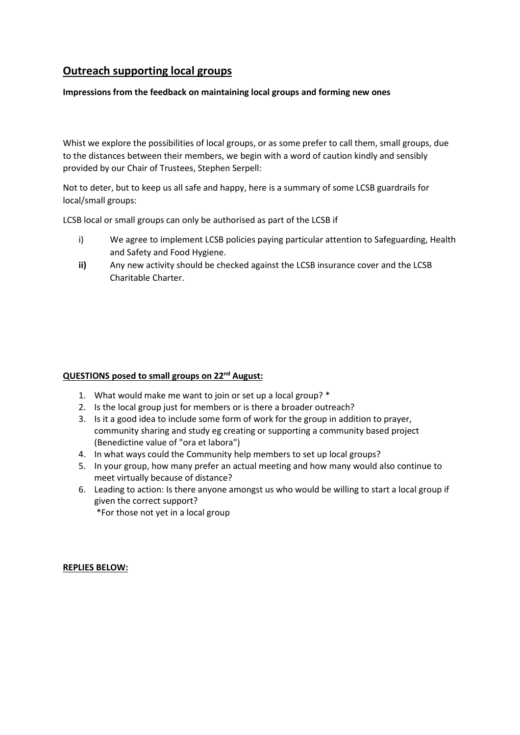# Outreach supporting local groups

**Impressions from the feedback on maintaining local groups and forming new ones**

Whist we explore the possibilities of local groups, or as some prefer to call them, small groups, due to the distances between their members, we begin with a word of caution kindly and sensibly provided by our Chair of Trustees, Stephen Serpell:

Not to deter, but to keep us all safe and happy, here is a summary of some LCSB guardrails for local/small groups:

LCSB local or small groups can only be authorised as part of the LCSB if

i) We agree to implement LCSB policies paying particular attention to Safeguarding, Health and Safety and Food Hygiene.

**ii)** Any new activity should be checked against the LCSB insurance cover and the LCSB Charitable Charter.

**QUESTIONS posed to small groups on 22nd August:**

1. What would make me want to join or set up a local group? *
2. Is the local group just for members or is there a broader outreach?
3. Is it a good idea to include some form of work for the group in addition to prayer, community sharing and study eg creating or supporting a community based project (Benedictine value of "ora et labora")
4. In what ways could the Community help members to set up local groups?
5. In your group, how many prefer an actual meeting and how many would also continue to meet virtually because of distance?
6. Leading to action: Is there anyone amongst us who would be willing to start a local group if given the correct support?

   *For those not yet in a local group

**REPLIES BELOW:**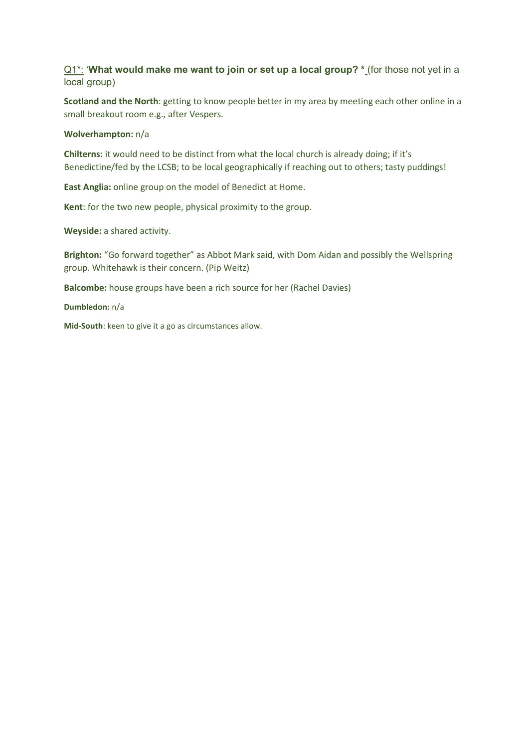Q1*: '**What would make me want to join or set up a local group? *** (for those not yet in a local group)

**Scotland and the North**: getting to know people better in my area by meeting each other online in a small breakout room e.g., after Vespers.

**Wolverhampton:** n/a

**Chilterns:** it would need to be distinct from what the local church is already doing; if it's Benedictine/fed by the LCSB; to be local geographically if reaching out to others; tasty puddings!

**East Anglia:** online group on the model of Benedict at Home.

**Kent**: for the two new people, physical proximity to the group.

**Weyside:** a shared activity.

**Brighton:** "Go forward together" as Abbot Mark said, with Dom Aidan and possibly the Wellspring group. Whitehawk is their concern. (Pip Weitz)

**Balcombe:** house groups have been a rich source for her (Rachel Davies)

**Dumbledon:** n/a

**Mid-South**: keen to give it a go as circumstances allow.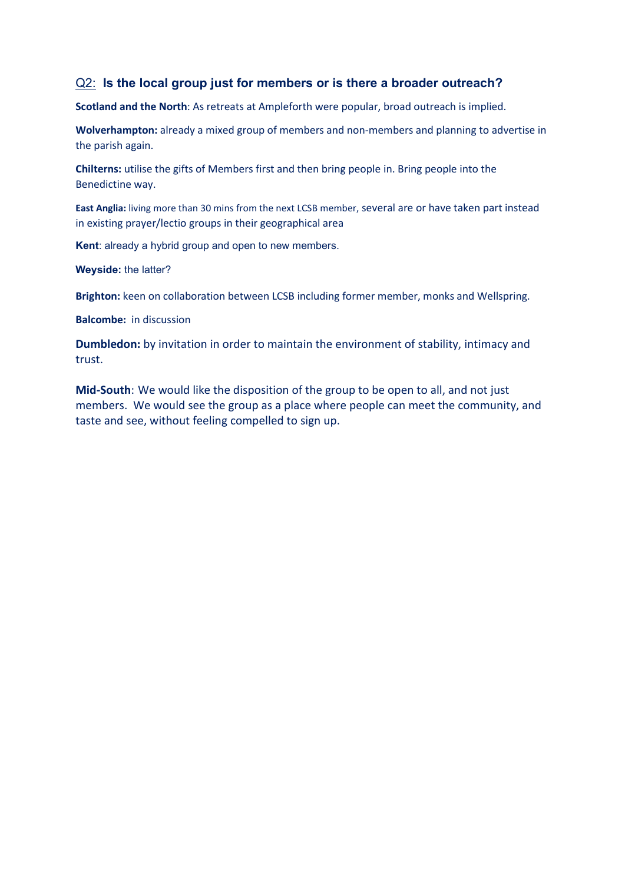## Q2: **Is the local group just for members or is there a broader outreach?**

**Scotland and the North**: As retreats at Ampleforth were popular, broad outreach is implied.

**Wolverhampton:** already a mixed group of members and non-members and planning to advertise in the parish again.

**Chilterns:** utilise the gifts of Members first and then bring people in. Bring people into the Benedictine way.

**East Anglia:** living more than 30 mins from the next LCSB member, several are or have taken part instead in existing prayer/lectio groups in their geographical area

**Kent**: already a hybrid group and open to new members.

**Weyside:** the latter?

**Brighton:** keen on collaboration between LCSB including former member, monks and Wellspring.

**Balcombe:** in discussion

**Dumbledon:** by invitation in order to maintain the environment of stability, intimacy and trust.

**Mid-South**: We would like the disposition of the group to be open to all, and not just members. We would see the group as a place where people can meet the community, and taste and see, without feeling compelled to sign up.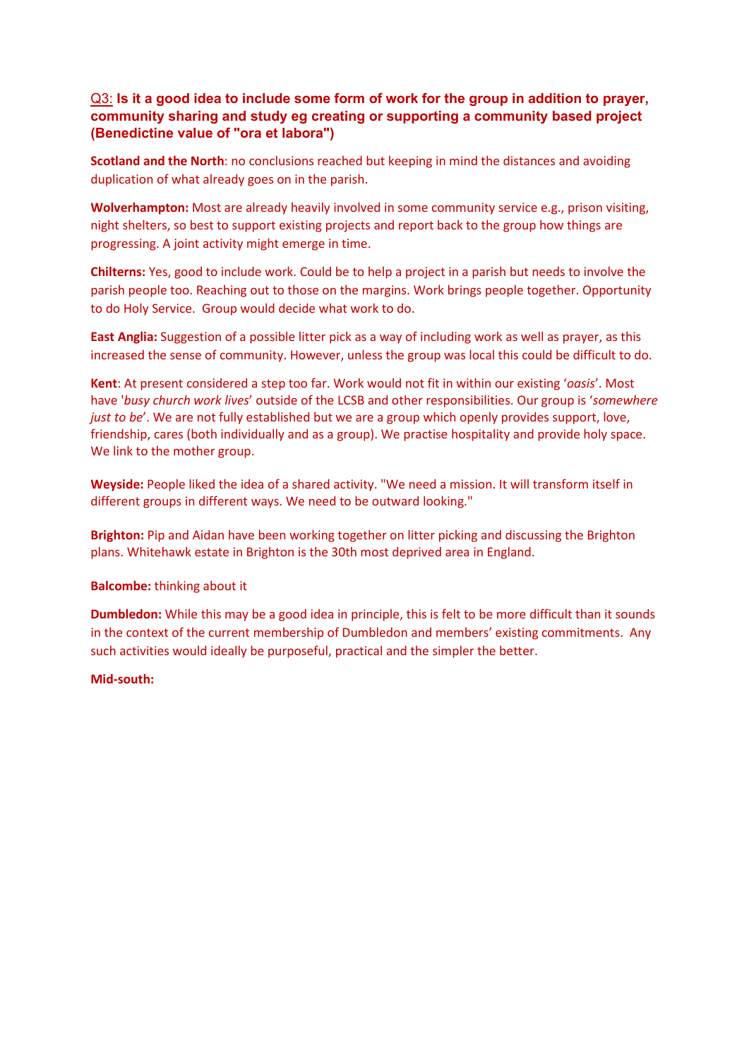Q3: **Is it a good idea to include some form of work for the group in addition to prayer, community sharing and study eg creating or supporting a community based project (Benedictine value of "ora et labora")**

**Scotland and the North**: no conclusions reached but keeping in mind the distances and avoiding duplication of what already goes on in the parish.

**Wolverhampton:** Most are already heavily involved in some community service e.g., prison visiting, night shelters, so best to support existing projects and report back to the group how things are progressing. A joint activity might emerge in time.

**Chilterns:** Yes, good to include work. Could be to help a project in a parish but needs to involve the parish people too. Reaching out to those on the margins. Work brings people together. Opportunity to do Holy Service. Group would decide what work to do.

**East Anglia:** Suggestion of a possible litter pick as a way of including work as well as prayer, as this increased the sense of community. However, unless the group was local this could be difficult to do.

**Kent**: At present considered a step too far. Work would not fit in within our existing '*oasis*'. Most have '*busy church work lives*' outside of the LCSB and other responsibilities. Our group is '*somewhere just to be*'. We are not fully established but we are a group which openly provides support, love, friendship, cares (both individually and as a group). We practise hospitality and provide holy space. We link to the mother group.

**Weyside:** People liked the idea of a shared activity. "We need a mission. It will transform itself in different groups in different ways. We need to be outward looking."

**Brighton:** Pip and Aidan have been working together on litter picking and discussing the Brighton plans. Whitehawk estate in Brighton is the 30th most deprived area in England.

**Balcombe:** thinking about it

**Dumbledon:** While this may be a good idea in principle, this is felt to be more difficult than it sounds in the context of the current membership of Dumbledon and members' existing commitments. Any such activities would ideally be purposeful, practical and the simpler the better.

**Mid-south:**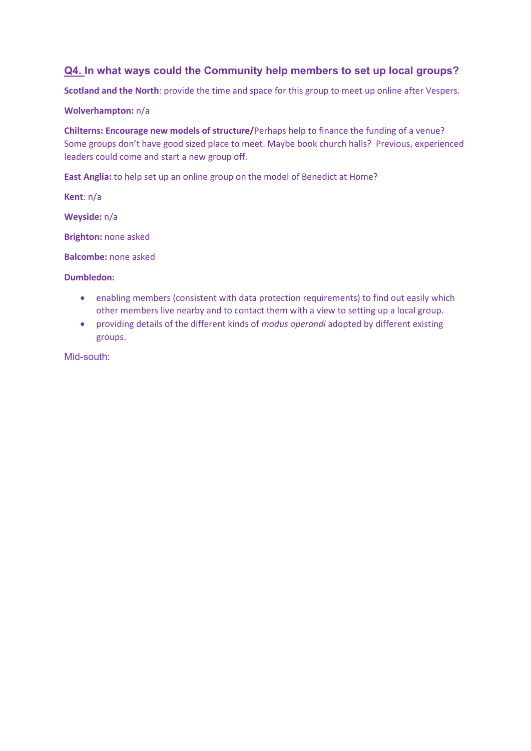## Q4. In what ways could the Community help members to set up local groups?

**Scotland and the North**: provide the time and space for this group to meet up online after Vespers.

**Wolverhampton:** n/a

**Chilterns: Encourage new models of structure/**Perhaps help to finance the funding of a venue? Some groups don't have good sized place to meet. Maybe book church halls? Previous, experienced leaders could come and start a new group off.

**East Anglia:** to help set up an online group on the model of Benedict at Home?

**Kent**: n/a

**Weyside:** n/a

**Brighton:** none asked

**Balcombe:** none asked

**Dumbledon:**

- enabling members (consistent with data protection requirements) to find out easily which other members live nearby and to contact them with a view to setting up a local group.
- providing details of the different kinds of *modus operandi* adopted by different existing groups.

Mid-south: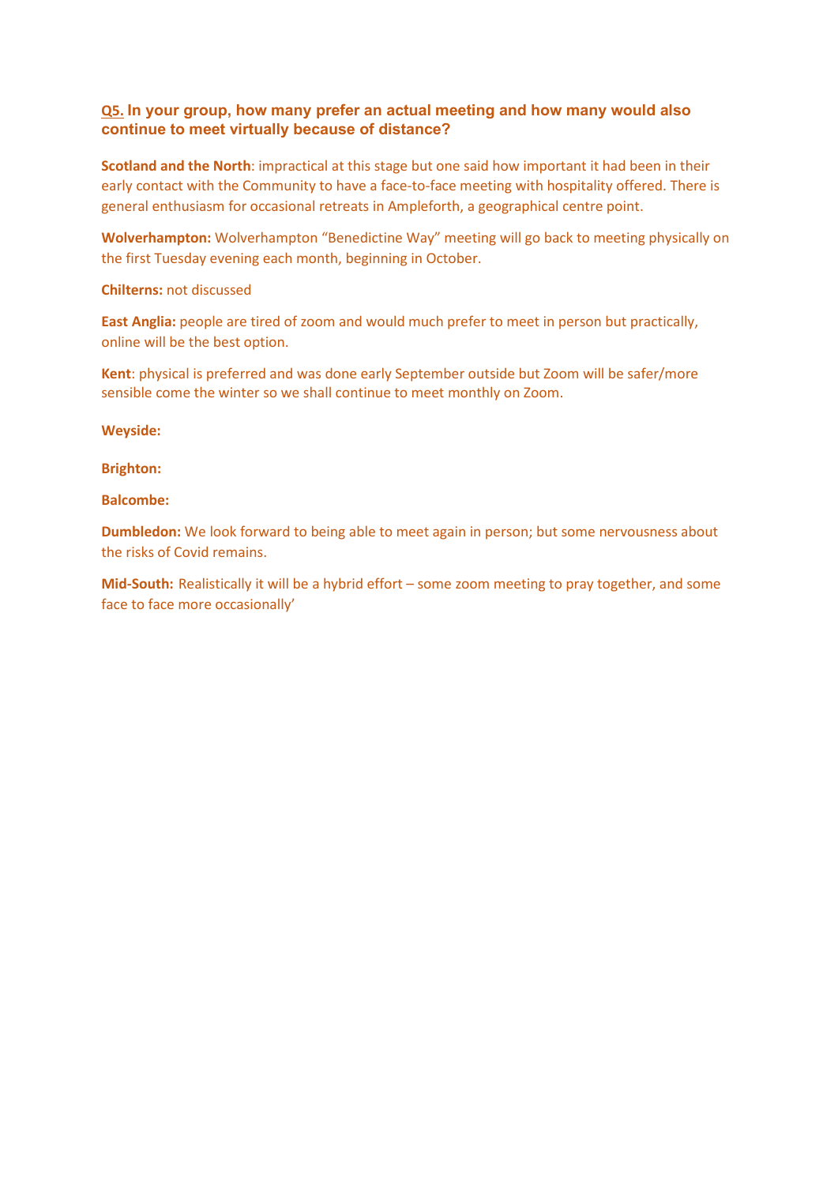**<u>Q5.</u> In your group, how many prefer an actual meeting and how many would also continue to meet virtually because of distance?**

**Scotland and the North**: impractical at this stage but one said how important it had been in their early contact with the Community to have a face-to-face meeting with hospitality offered. There is general enthusiasm for occasional retreats in Ampleforth, a geographical centre point.

**Wolverhampton:** Wolverhampton "Benedictine Way" meeting will go back to meeting physically on the first Tuesday evening each month, beginning in October.

**Chilterns:** not discussed

**East Anglia:** people are tired of zoom and would much prefer to meet in person but practically, online will be the best option.

**Kent**: physical is preferred and was done early September outside but Zoom will be safer/more sensible come the winter so we shall continue to meet monthly on Zoom.

**Weyside:**

**Brighton:**

**Balcombe:**

**Dumbledon:** We look forward to being able to meet again in person; but some nervousness about the risks of Covid remains.

**Mid-South:** Realistically it will be a hybrid effort – some zoom meeting to pray together, and some face to face more occasionally'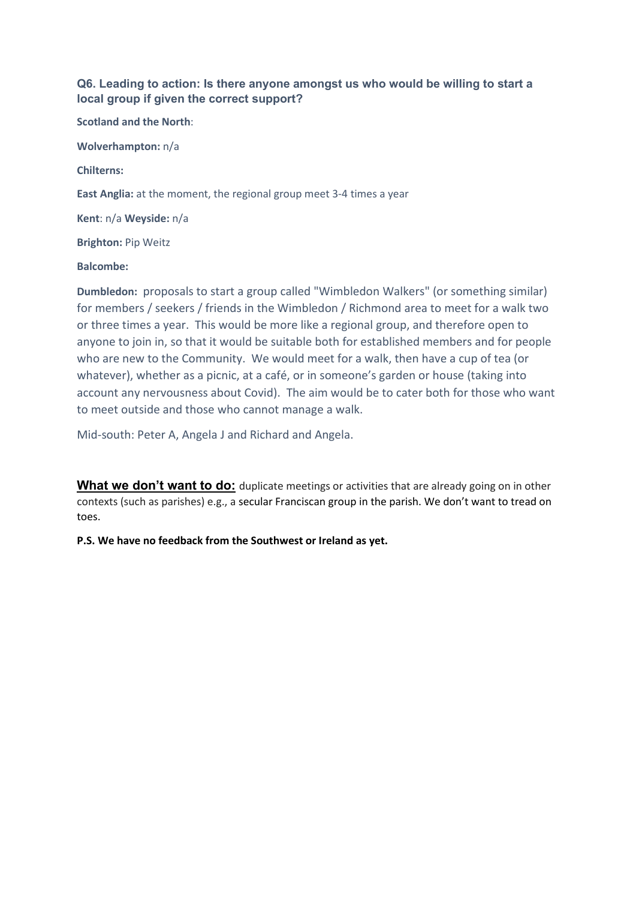### Q6. Leading to action: Is there anyone amongst us who would be willing to start a local group if given the correct support?

**Scotland and the North**:

**Wolverhampton:** n/a

**Chilterns:**

**East Anglia:** at the moment, the regional group meet 3-4 times a year

**Kent**: n/a **Weyside:** n/a

**Brighton:** Pip Weitz

**Balcombe:**

**Dumbledon:** proposals to start a group called "Wimbledon Walkers" (or something similar) for members / seekers / friends in the Wimbledon / Richmond area to meet for a walk two or three times a year. This would be more like a regional group, and therefore open to anyone to join in, so that it would be suitable both for established members and for people who are new to the Community. We would meet for a walk, then have a cup of tea (or whatever), whether as a picnic, at a café, or in someone's garden or house (taking into account any nervousness about Covid). The aim would be to cater both for those who want to meet outside and those who cannot manage a walk.

Mid-south: Peter A, Angela J and Richard and Angela.

**<u>What we don't want to do:</u>** duplicate meetings or activities that are already going on in other contexts (such as parishes) e.g., a secular Franciscan group in the parish. We don't want to tread on toes.

**P.S. We have no feedback from the Southwest or Ireland as yet.**